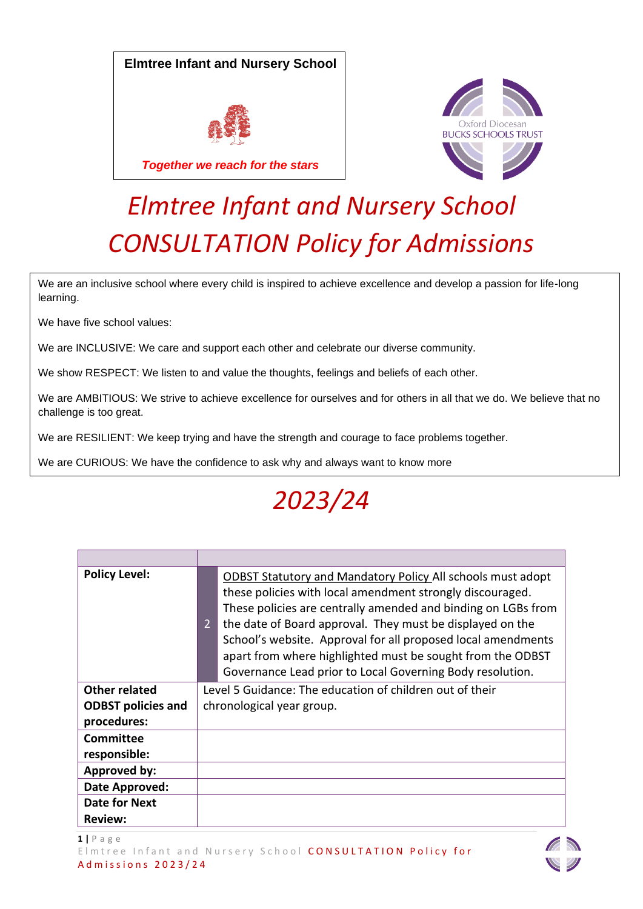**Elmtree Infant and Nursery School**

*Together we reach for the stars*

Oxford Diocesan BUCKS SCHOOLS TRUST

# *Elmtree Infant and Nursery School CONSULTATION Policy for Admissions*

We are an inclusive school where every child is inspired to achieve excellence and develop a passion for life-long learning.

We have five school values:

We are INCLUSIVE: We care and support each other and celebrate our diverse community.

We show RESPECT: We listen to and value the thoughts, feelings and beliefs of each other.

We are AMBITIOUS: We strive to achieve excellence for ourselves and for others in all that we do. We believe that no challenge is too great.

We are RESILIENT: We keep trying and have the strength and courage to face problems together.

We are CURIOUS: We have the confidence to ask why and always want to know more

## *2023/24*

| | | |
|---|---|---|
| **Policy Level:** | 2 | ODBST Statutory and Mandatory Policy All schools must adopt these policies with local amendment strongly discouraged. These policies are centrally amended and binding on LGBs from the date of Board approval. They must be displayed on the School's website. Approval for all proposed local amendments apart from where highlighted must be sought from the ODBST Governance Lead prior to Local Governing Body resolution. |
| **Other related ODBST policies and procedures:** | Level 5 Guidance: The education of children out of their chronological year group. | |
| **Committee responsible:** | | |
| **Approved by:** | | |
| **Date Approved:** | | |
| **Date for Next Review:** | | |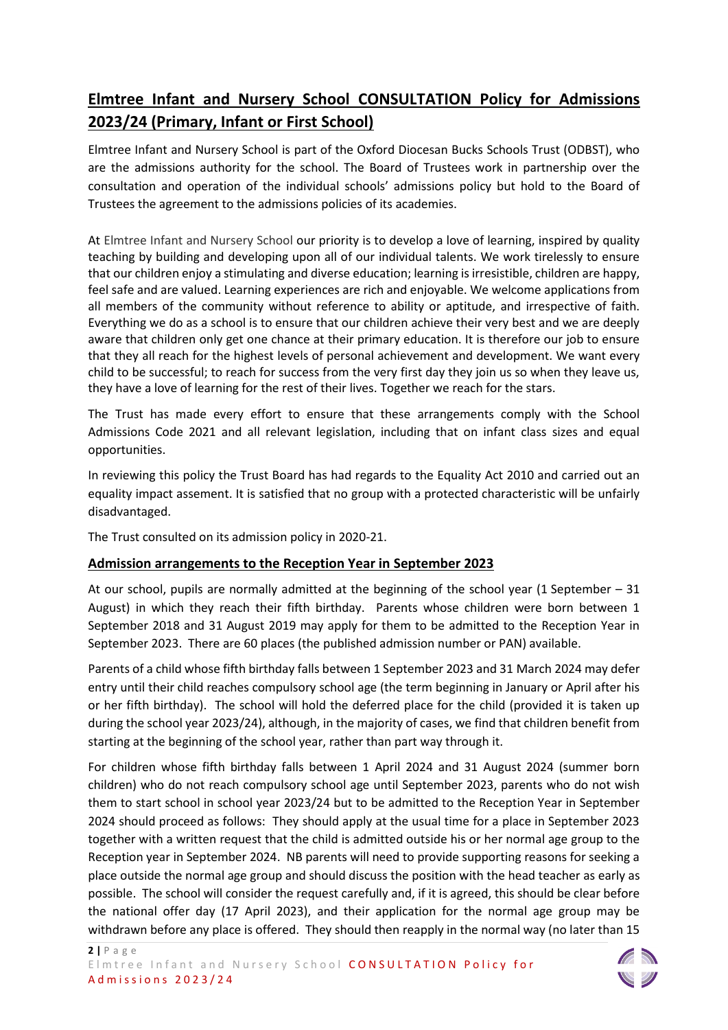## Elmtree Infant and Nursery School CONSULTATION Policy for Admissions 2023/24 (Primary, Infant or First School)

Elmtree Infant and Nursery School is part of the Oxford Diocesan Bucks Schools Trust (ODBST), who are the admissions authority for the school. The Board of Trustees work in partnership over the consultation and operation of the individual schools' admissions policy but hold to the Board of Trustees the agreement to the admissions policies of its academies.

At Elmtree Infant and Nursery School our priority is to develop a love of learning, inspired by quality teaching by building and developing upon all of our individual talents. We work tirelessly to ensure that our children enjoy a stimulating and diverse education; learning is irresistible, children are happy, feel safe and are valued. Learning experiences are rich and enjoyable. We welcome applications from all members of the community without reference to ability or aptitude, and irrespective of faith. Everything we do as a school is to ensure that our children achieve their very best and we are deeply aware that children only get one chance at their primary education. It is therefore our job to ensure that they all reach for the highest levels of personal achievement and development. We want every child to be successful; to reach for success from the very first day they join us so when they leave us, they have a love of learning for the rest of their lives. Together we reach for the stars.

The Trust has made every effort to ensure that these arrangements comply with the School Admissions Code 2021 and all relevant legislation, including that on infant class sizes and equal opportunities.

In reviewing this policy the Trust Board has had regards to the Equality Act 2010 and carried out an equality impact assement. It is satisfied that no group with a protected characteristic will be unfairly disadvantaged.

The Trust consulted on its admission policy in 2020-21.

### Admission arrangements to the Reception Year in September 2023

At our school, pupils are normally admitted at the beginning of the school year (1 September – 31 August) in which they reach their fifth birthday. Parents whose children were born between 1 September 2018 and 31 August 2019 may apply for them to be admitted to the Reception Year in September 2023. There are 60 places (the published admission number or PAN) available.

Parents of a child whose fifth birthday falls between 1 September 2023 and 31 March 2024 may defer entry until their child reaches compulsory school age (the term beginning in January or April after his or her fifth birthday). The school will hold the deferred place for the child (provided it is taken up during the school year 2023/24), although, in the majority of cases, we find that children benefit from starting at the beginning of the school year, rather than part way through it.

For children whose fifth birthday falls between 1 April 2024 and 31 August 2024 (summer born children) who do not reach compulsory school age until September 2023, parents who do not wish them to start school in school year 2023/24 but to be admitted to the Reception Year in September 2024 should proceed as follows: They should apply at the usual time for a place in September 2023 together with a written request that the child is admitted outside his or her normal age group to the Reception year in September 2024. NB parents will need to provide supporting reasons for seeking a place outside the normal age group and should discuss the position with the head teacher as early as possible. The school will consider the request carefully and, if it is agreed, this should be clear before the national offer day (17 April 2023), and their application for the normal age group may be withdrawn before any place is offered. They should then reapply in the normal way (no later than 15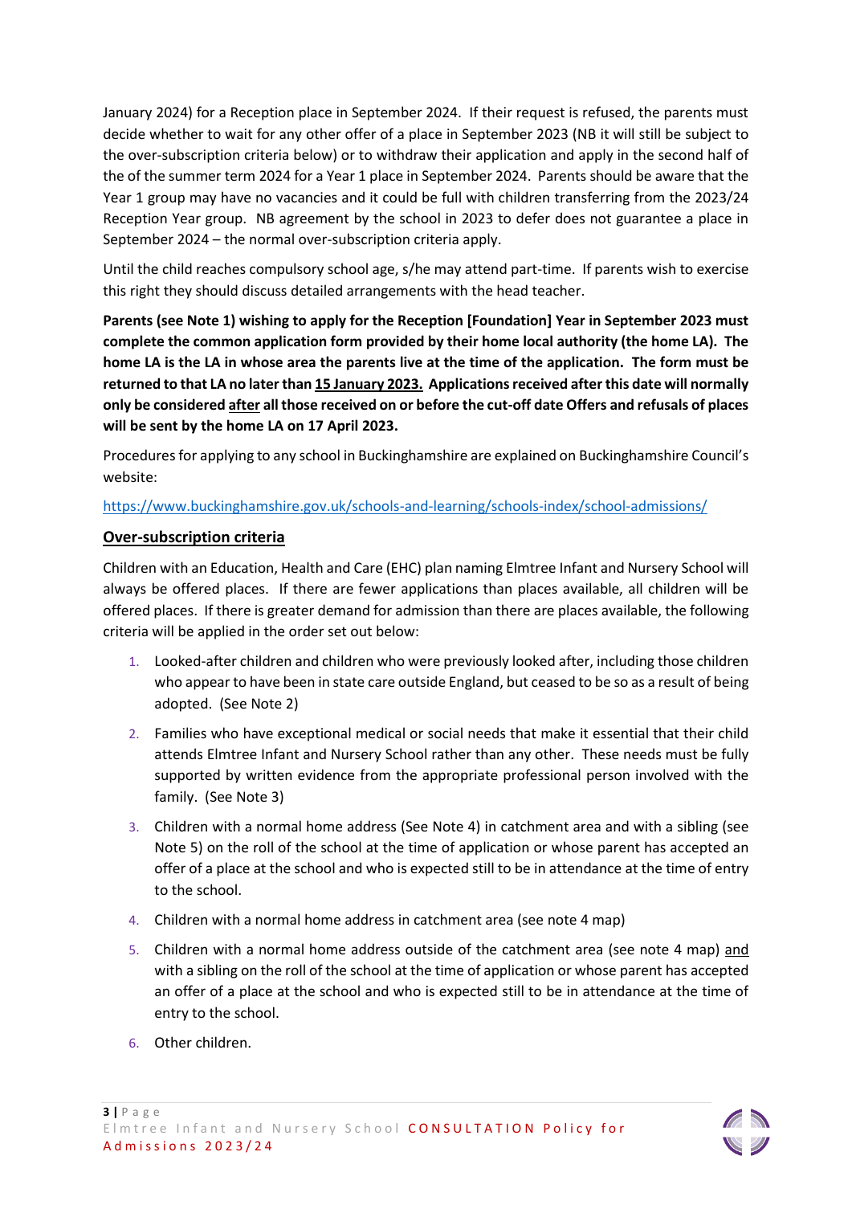January 2024) for a Reception place in September 2024. If their request is refused, the parents must decide whether to wait for any other offer of a place in September 2023 (NB it will still be subject to the over-subscription criteria below) or to withdraw their application and apply in the second half of the of the summer term 2024 for a Year 1 place in September 2024. Parents should be aware that the Year 1 group may have no vacancies and it could be full with children transferring from the 2023/24 Reception Year group. NB agreement by the school in 2023 to defer does not guarantee a place in September 2024 – the normal over-subscription criteria apply.

Until the child reaches compulsory school age, s/he may attend part-time. If parents wish to exercise this right they should discuss detailed arrangements with the head teacher.

**Parents (see Note 1) wishing to apply for the Reception [Foundation] Year in September 2023 must complete the common application form provided by their home local authority (the home LA). The home LA is the LA in whose area the parents live at the time of the application. The form must be returned to that LA no later than <u>15 January 2023.</u> Applications received after this date will normally only be considered <u>after</u> all those received on or before the cut-off date Offers and refusals of places will be sent by the home LA on 17 April 2023.**

Procedures for applying to any school in Buckinghamshire are explained on Buckinghamshire Council's website:

https://www.buckinghamshire.gov.uk/schools-and-learning/schools-index/school-admissions/

## <u>Over-subscription criteria</u>

Children with an Education, Health and Care (EHC) plan naming Elmtree Infant and Nursery School will always be offered places. If there are fewer applications than places available, all children will be offered places. If there is greater demand for admission than there are places available, the following criteria will be applied in the order set out below:

1. Looked-after children and children who were previously looked after, including those children who appear to have been in state care outside England, but ceased to be so as a result of being adopted. (See Note 2)
2. Families who have exceptional medical or social needs that make it essential that their child attends Elmtree Infant and Nursery School rather than any other. These needs must be fully supported by written evidence from the appropriate professional person involved with the family. (See Note 3)
3. Children with a normal home address (See Note 4) in catchment area and with a sibling (see Note 5) on the roll of the school at the time of application or whose parent has accepted an offer of a place at the school and who is expected still to be in attendance at the time of entry to the school.
4. Children with a normal home address in catchment area (see note 4 map)
5. Children with a normal home address outside of the catchment area (see note 4 map) <u>and</u> with a sibling on the roll of the school at the time of application or whose parent has accepted an offer of a place at the school and who is expected still to be in attendance at the time of entry to the school.
6. Other children.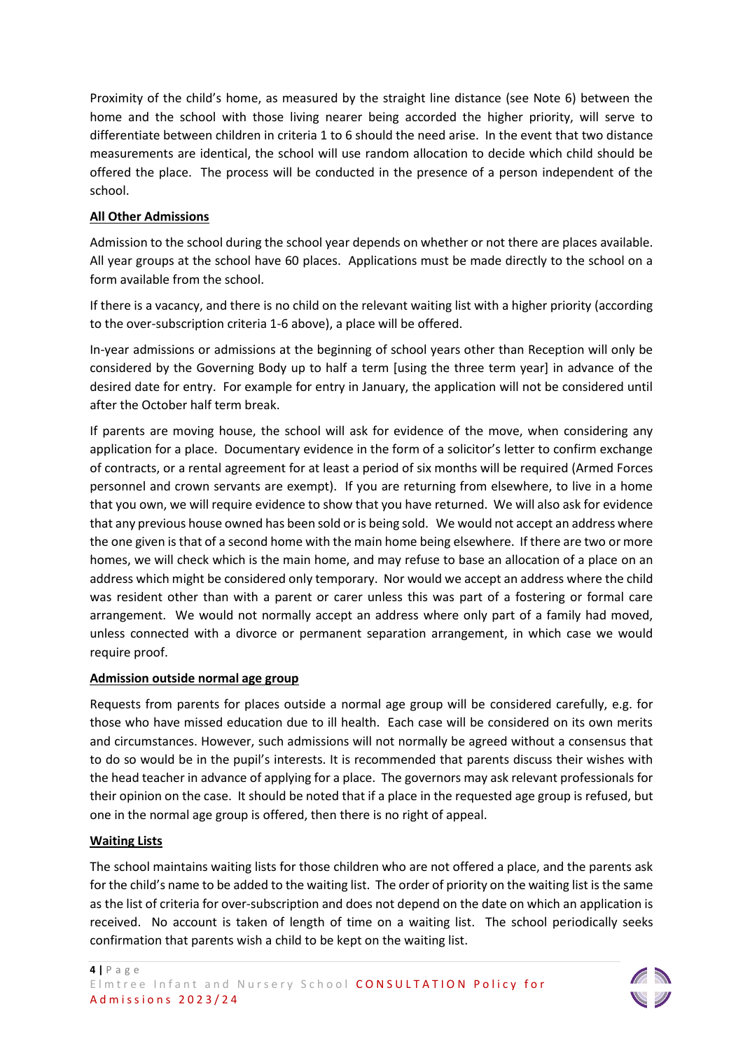Proximity of the child's home, as measured by the straight line distance (see Note 6) between the home and the school with those living nearer being accorded the higher priority, will serve to differentiate between children in criteria 1 to 6 should the need arise. In the event that two distance measurements are identical, the school will use random allocation to decide which child should be offered the place. The process will be conducted in the presence of a person independent of the school.

**All Other Admissions**

Admission to the school during the school year depends on whether or not there are places available. All year groups at the school have 60 places. Applications must be made directly to the school on a form available from the school.

If there is a vacancy, and there is no child on the relevant waiting list with a higher priority (according to the over-subscription criteria 1-6 above), a place will be offered.

In-year admissions or admissions at the beginning of school years other than Reception will only be considered by the Governing Body up to half a term [using the three term year] in advance of the desired date for entry. For example for entry in January, the application will not be considered until after the October half term break.

If parents are moving house, the school will ask for evidence of the move, when considering any application for a place. Documentary evidence in the form of a solicitor's letter to confirm exchange of contracts, or a rental agreement for at least a period of six months will be required (Armed Forces personnel and crown servants are exempt). If you are returning from elsewhere, to live in a home that you own, we will require evidence to show that you have returned. We will also ask for evidence that any previous house owned has been sold or is being sold. We would not accept an address where the one given is that of a second home with the main home being elsewhere. If there are two or more homes, we will check which is the main home, and may refuse to base an allocation of a place on an address which might be considered only temporary. Nor would we accept an address where the child was resident other than with a parent or carer unless this was part of a fostering or formal care arrangement. We would not normally accept an address where only part of a family had moved, unless connected with a divorce or permanent separation arrangement, in which case we would require proof.

**Admission outside normal age group**

Requests from parents for places outside a normal age group will be considered carefully, e.g. for those who have missed education due to ill health. Each case will be considered on its own merits and circumstances. However, such admissions will not normally be agreed without a consensus that to do so would be in the pupil's interests. It is recommended that parents discuss their wishes with the head teacher in advance of applying for a place. The governors may ask relevant professionals for their opinion on the case. It should be noted that if a place in the requested age group is refused, but one in the normal age group is offered, then there is no right of appeal.

**Waiting Lists**

The school maintains waiting lists for those children who are not offered a place, and the parents ask for the child's name to be added to the waiting list. The order of priority on the waiting list is the same as the list of criteria for over-subscription and does not depend on the date on which an application is received. No account is taken of length of time on a waiting list. The school periodically seeks confirmation that parents wish a child to be kept on the waiting list.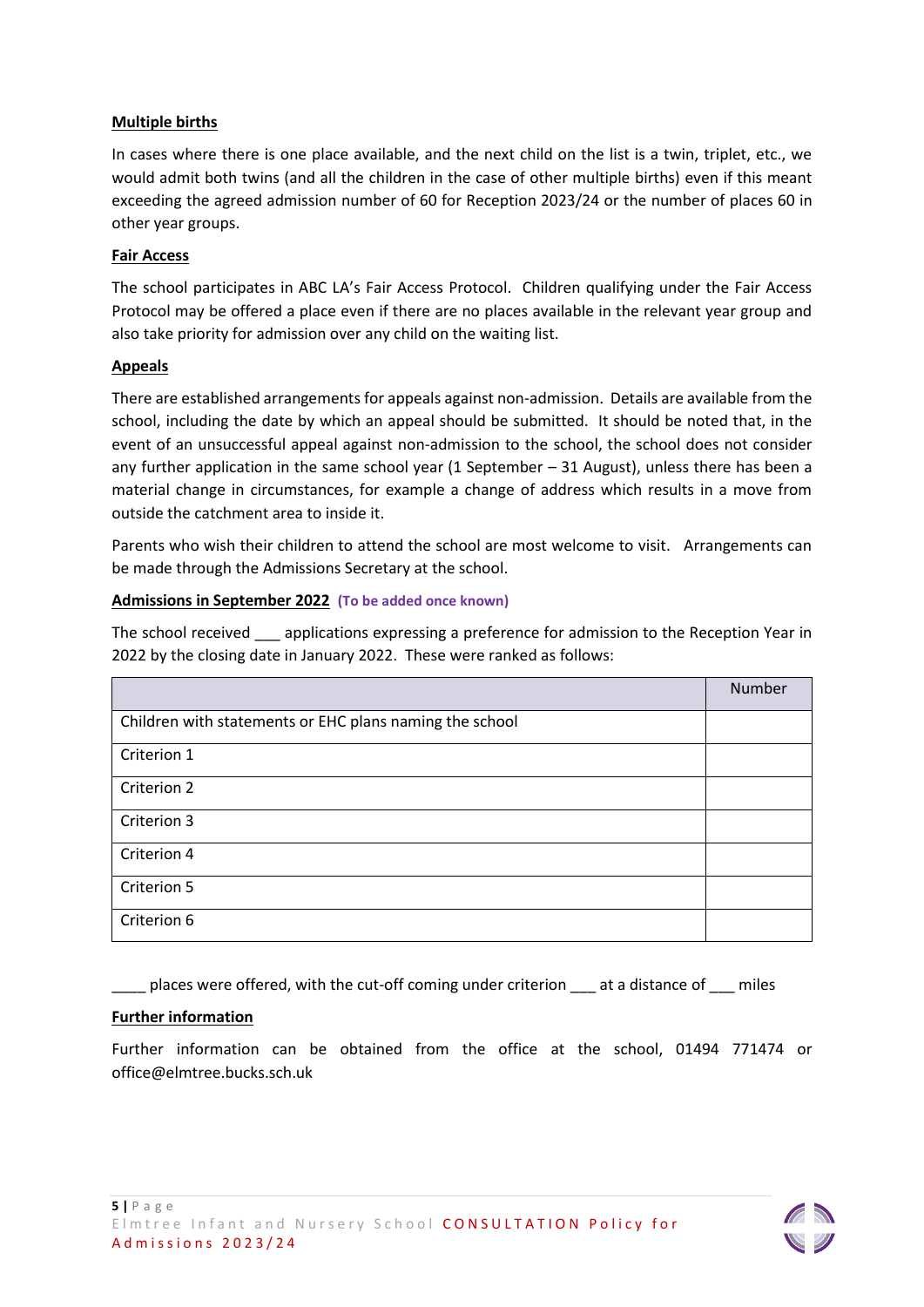**Multiple births**

In cases where there is one place available, and the next child on the list is a twin, triplet, etc., we would admit both twins (and all the children in the case of other multiple births) even if this meant exceeding the agreed admission number of 60 for Reception 2023/24 or the number of places 60 in other year groups.

**Fair Access**

The school participates in ABC LA's Fair Access Protocol. Children qualifying under the Fair Access Protocol may be offered a place even if there are no places available in the relevant year group and also take priority for admission over any child on the waiting list.

**Appeals**

There are established arrangements for appeals against non-admission. Details are available from the school, including the date by which an appeal should be submitted. It should be noted that, in the event of an unsuccessful appeal against non-admission to the school, the school does not consider any further application in the same school year (1 September – 31 August), unless there has been a material change in circumstances, for example a change of address which results in a move from outside the catchment area to inside it.

Parents who wish their children to attend the school are most welcome to visit. Arrangements can be made through the Admissions Secretary at the school.

**Admissions in September 2022** **(To be added once known)**

The school received ___ applications expressing a preference for admission to the Reception Year in 2022 by the closing date in January 2022. These were ranked as follows:

| | Number |
|---|---|
| Children with statements or EHC plans naming the school | |
| Criterion 1 | |
| Criterion 2 | |
| Criterion 3 | |
| Criterion 4 | |
| Criterion 5 | |
| Criterion 6 | |

____ places were offered, with the cut-off coming under criterion ___ at a distance of ___ miles

**Further information**

Further information can be obtained from the office at the school, 01494 771474 or office@elmtree.bucks.sch.uk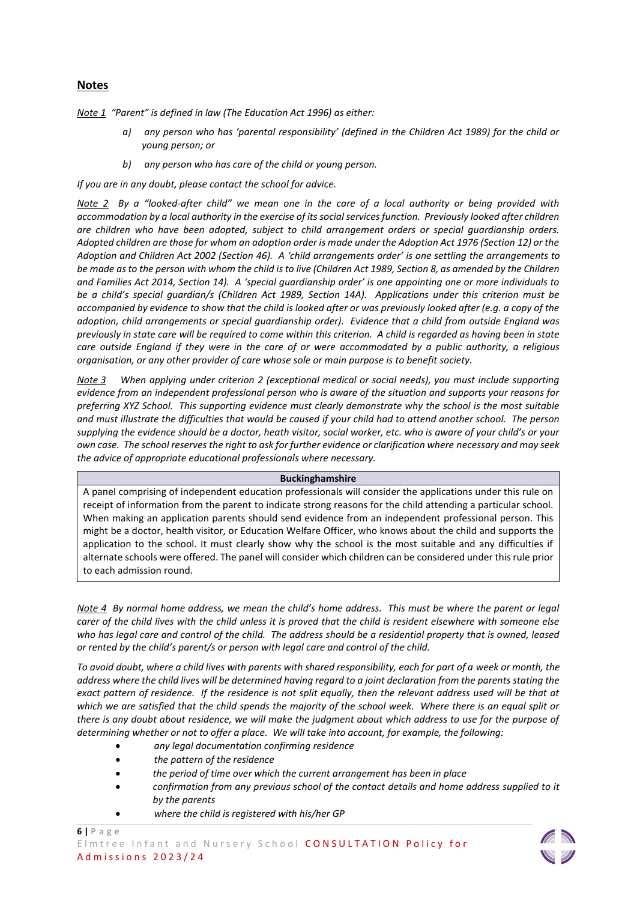## Notes

*<u>Note 1</u> "Parent" is defined in law (The Education Act 1996) as either:*

> *a) any person who has 'parental responsibility' (defined in the Children Act 1989) for the child or young person; or*
>
> *b) any person who has care of the child or young person.*

*If you are in any doubt, please contact the school for advice.*

*<u>Note 2</u> By a "looked-after child" we mean one in the care of a local authority or being provided with accommodation by a local authority in the exercise of its social services function. Previously looked after children are children who have been adopted, subject to child arrangement orders or special guardianship orders. Adopted children are those for whom an adoption order is made under the Adoption Act 1976 (Section 12) or the Adoption and Children Act 2002 (Section 46). A 'child arrangements order' is one settling the arrangements to be made as to the person with whom the child is to live (Children Act 1989, Section 8, as amended by the Children and Families Act 2014, Section 14). A 'special guardianship order' is one appointing one or more individuals to be a child's special guardian/s (Children Act 1989, Section 14A). Applications under this criterion must be accompanied by evidence to show that the child is looked after or was previously looked after (e.g. a copy of the adoption, child arrangements or special guardianship order). Evidence that a child from outside England was previously in state care will be required to come within this criterion. A child is regarded as having been in state care outside England if they were in the care of or were accommodated by a public authority, a religious organisation, or any other provider of care whose sole or main purpose is to benefit society.*

*<u>Note 3</u> When applying under criterion 2 (exceptional medical or social needs), you must include supporting evidence from an independent professional person who is aware of the situation and supports your reasons for preferring XYZ School. This supporting evidence must clearly demonstrate why the school is the most suitable and must illustrate the difficulties that would be caused if your child had to attend another school. The person supplying the evidence should be a doctor, heath visitor, social worker, etc. who is aware of your child's or your own case. The school reserves the right to ask for further evidence or clarification where necessary and may seek the advice of appropriate educational professionals where necessary.*

| **Buckinghamshire** |
|---|
| A panel comprising of independent education professionals will consider the applications under this rule on receipt of information from the parent to indicate strong reasons for the child attending a particular school. When making an application parents should send evidence from an independent professional person. This might be a doctor, health visitor, or Education Welfare Officer, who knows about the child and supports the application to the school. It must clearly show why the school is the most suitable and any difficulties if alternate schools were offered. The panel will consider which children can be considered under this rule prior to each admission round. |

*<u>Note 4</u> By normal home address, we mean the child's home address. This must be where the parent or legal carer of the child lives with the child unless it is proved that the child is resident elsewhere with someone else who has legal care and control of the child. The address should be a residential property that is owned, leased or rented by the child's parent/s or person with legal care and control of the child.*

*To avoid doubt, where a child lives with parents with shared responsibility, each for part of a week or month, the address where the child lives will be determined having regard to a joint declaration from the parents stating the exact pattern of residence. If the residence is not split equally, then the relevant address used will be that at which we are satisfied that the child spends the majority of the school week. Where there is an equal split or there is any doubt about residence, we will make the judgment about which address to use for the purpose of determining whether or not to offer a place. We will take into account, for example, the following:*

- *any legal documentation confirming residence*
- *the pattern of the residence*
- *the period of time over which the current arrangement has been in place*
- *confirmation from any previous school of the contact details and home address supplied to it by the parents*
- *where the child is registered with his/her GP*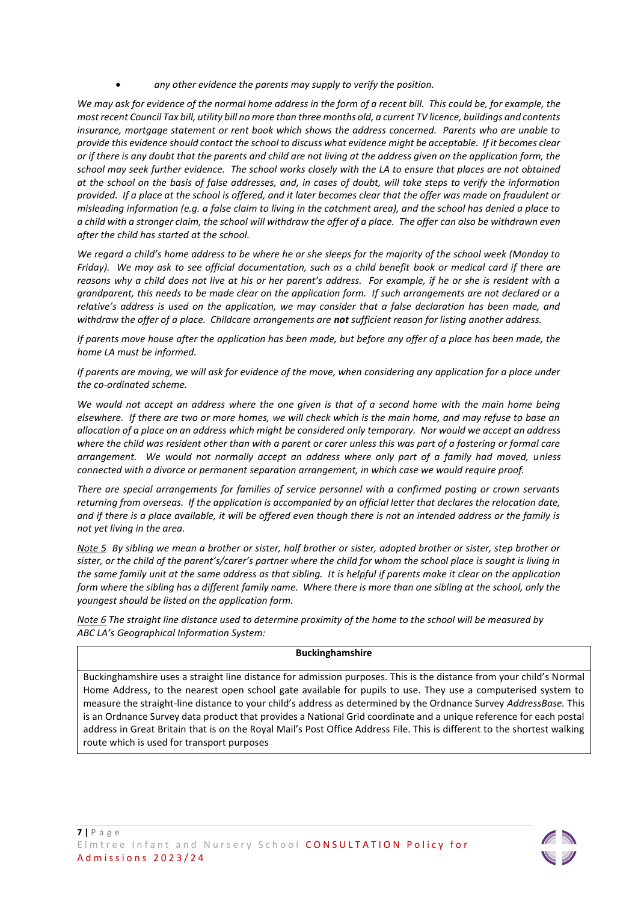- *any other evidence the parents may supply to verify the position.*

*We may ask for evidence of the normal home address in the form of a recent bill. This could be, for example, the most recent Council Tax bill, utility bill no more than three months old, a current TV licence, buildings and contents insurance, mortgage statement or rent book which shows the address concerned. Parents who are unable to provide this evidence should contact the school to discuss what evidence might be acceptable. If it becomes clear or if there is any doubt that the parents and child are not living at the address given on the application form, the school may seek further evidence. The school works closely with the LA to ensure that places are not obtained at the school on the basis of false addresses, and, in cases of doubt, will take steps to verify the information provided. If a place at the school is offered, and it later becomes clear that the offer was made on fraudulent or misleading information (e.g. a false claim to living in the catchment area), and the school has denied a place to a child with a stronger claim, the school will withdraw the offer of a place. The offer can also be withdrawn even after the child has started at the school.*

*We regard a child's home address to be where he or she sleeps for the majority of the school week (Monday to Friday). We may ask to see official documentation, such as a child benefit book or medical card if there are reasons why a child does not live at his or her parent's address. For example, if he or she is resident with a grandparent, this needs to be made clear on the application form. If such arrangements are not declared or a relative's address is used on the application, we may consider that a false declaration has been made, and withdraw the offer of a place. Childcare arrangements are **not** sufficient reason for listing another address.*

*If parents move house after the application has been made, but before any offer of a place has been made, the home LA must be informed.*

*If parents are moving, we will ask for evidence of the move, when considering any application for a place under the co-ordinated scheme.*

*We would not accept an address where the one given is that of a second home with the main home being elsewhere. If there are two or more homes, we will check which is the main home, and may refuse to base an allocation of a place on an address which might be considered only temporary. Nor would we accept an address where the child was resident other than with a parent or carer unless this was part of a fostering or formal care arrangement. We would not normally accept an address where only part of a family had moved, unless connected with a divorce or permanent separation arrangement, in which case we would require proof.*

*There are special arrangements for families of service personnel with a confirmed posting or crown servants returning from overseas. If the application is accompanied by an official letter that declares the relocation date, and if there is a place available, it will be offered even though there is not an intended address or the family is not yet living in the area.*

*Note 5 By sibling we mean a brother or sister, half brother or sister, adopted brother or sister, step brother or sister, or the child of the parent's/carer's partner where the child for whom the school place is sought is living in the same family unit at the same address as that sibling. It is helpful if parents make it clear on the application form where the sibling has a different family name. Where there is more than one sibling at the school, only the youngest should be listed on the application form.*

*Note 6 The straight line distance used to determine proximity of the home to the school will be measured by ABC LA's Geographical Information System:*

| **Buckinghamshire** |
| --- |
| Buckinghamshire uses a straight line distance for admission purposes. This is the distance from your child's Normal Home Address, to the nearest open school gate available for pupils to use. They use a computerised system to measure the straight-line distance to your child's address as determined by the Ordnance Survey *AddressBase.* This is an Ordnance Survey data product that provides a National Grid coordinate and a unique reference for each postal address in Great Britain that is on the Royal Mail's Post Office Address File. This is different to the shortest walking route which is used for transport purposes |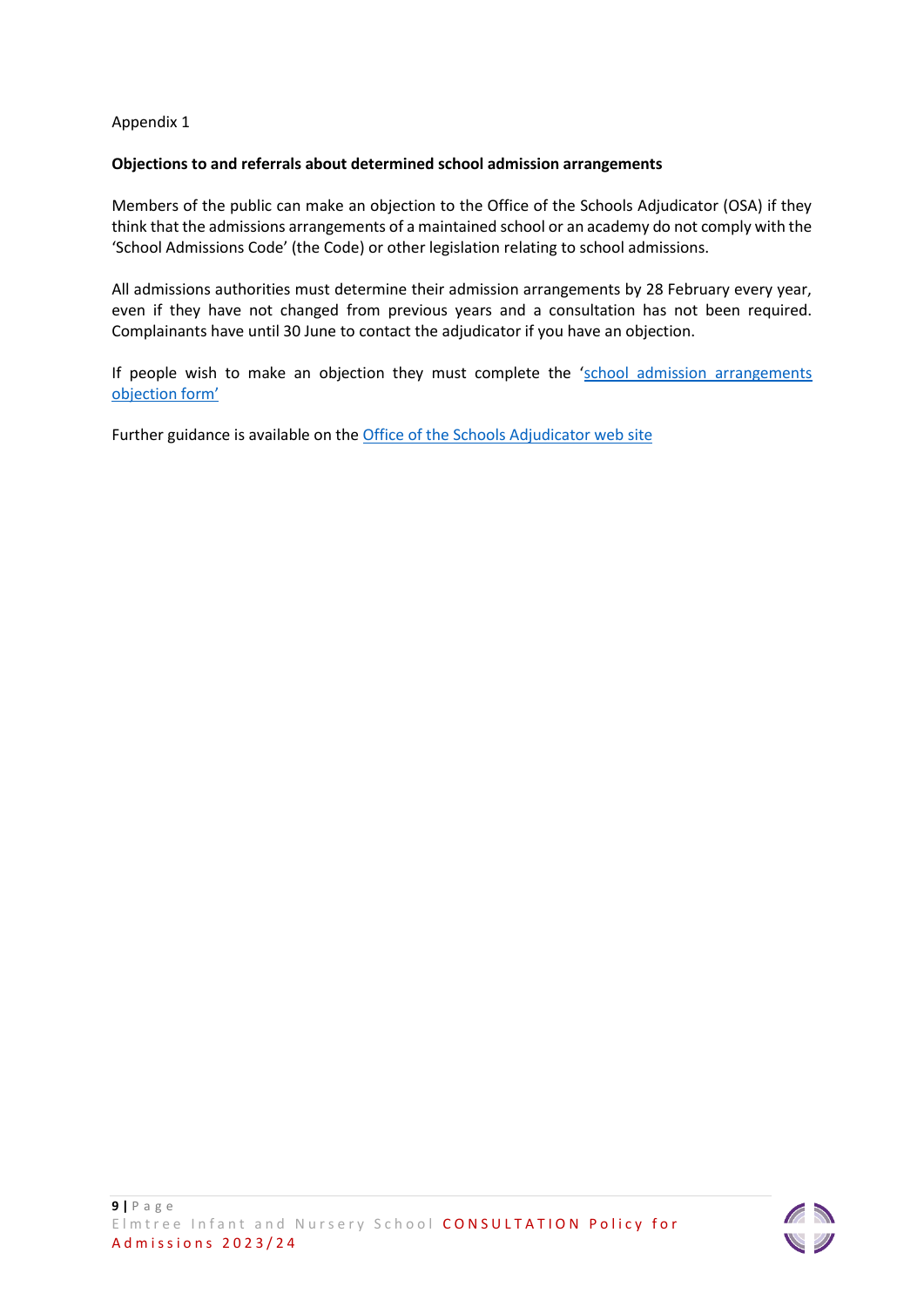Appendix 1

**Objections to and referrals about determined school admission arrangements**

Members of the public can make an objection to the Office of the Schools Adjudicator (OSA) if they think that the admissions arrangements of a maintained school or an academy do not comply with the 'School Admissions Code' (the Code) or other legislation relating to school admissions.

All admissions authorities must determine their admission arrangements by 28 February every year, even if they have not changed from previous years and a consultation has not been required. Complainants have until 30 June to contact the adjudicator if you have an objection.

If people wish to make an objection they must complete the 'school admission arrangements objection form'

Further guidance is available on the Office of the Schools Adjudicator web site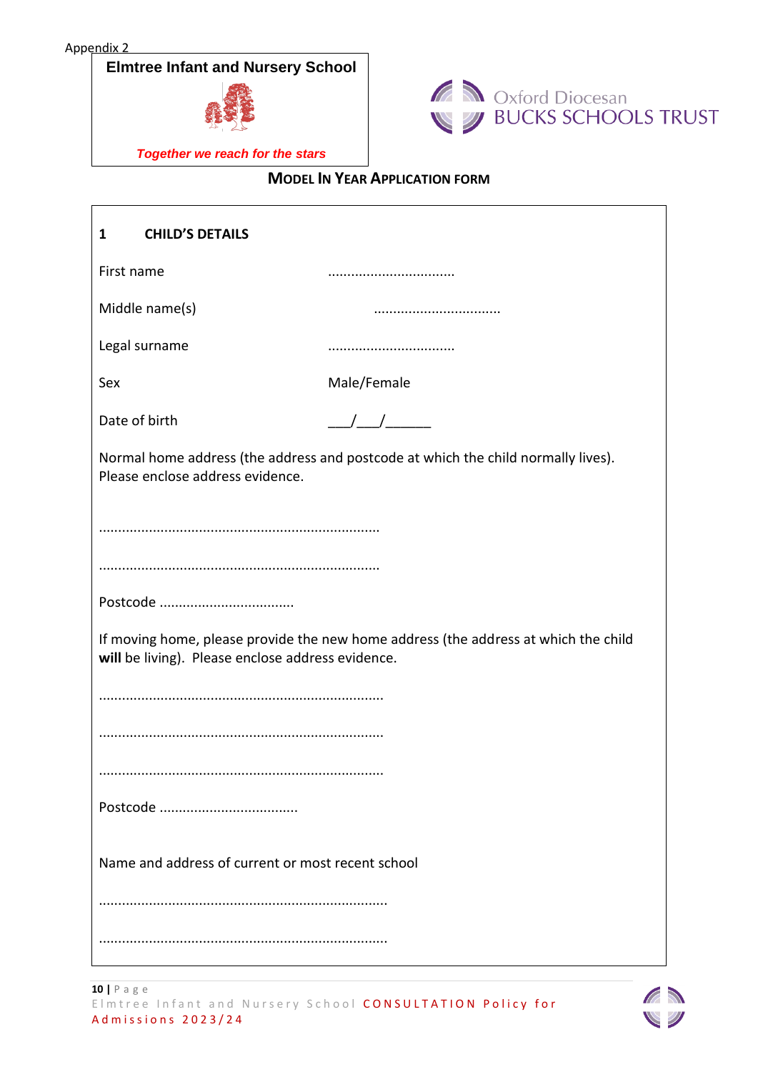Appendix 2

**Elmtree Infant and Nursery School**

***Together we reach for the stars***

Oxford Diocesan BUCKS SCHOOLS TRUST

## MODEL IN YEAR APPLICATION FORM

### 1 CHILD'S DETAILS

First name ................................

Middle name(s) ................................

Legal surname ................................

Sex Male/Female

Date of birth ___/___/______

Normal home address (the address and postcode at which the child normally lives). Please enclose address evidence.

.......................................................................

.......................................................................

Postcode ..................................

If moving home, please provide the new home address (the address at which the child **will** be living). Please enclose address evidence.

........................................................................

........................................................................

........................................................................

Postcode ...................................

Name and address of current or most recent school

.........................................................................

.........................................................................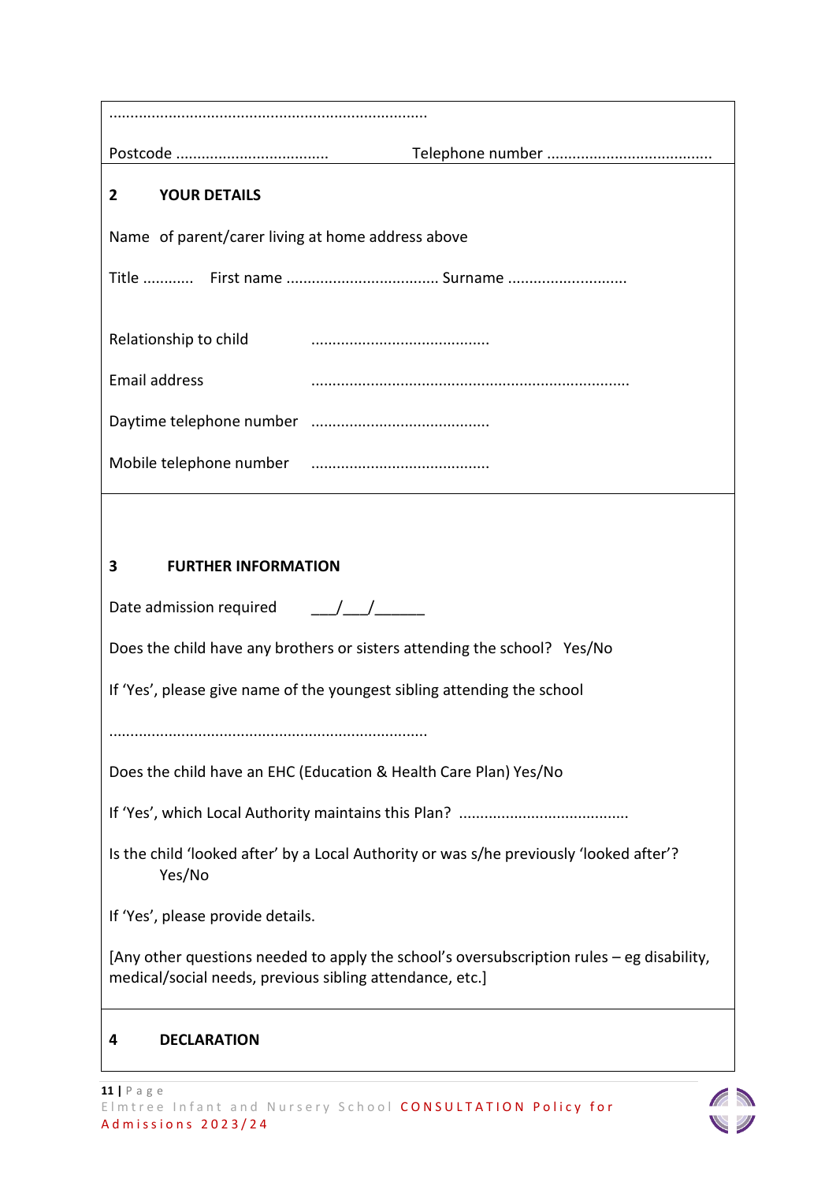...........................................................................

Postcode ................................... Telephone number .......................................

## 2 YOUR DETAILS

Name of parent/carer living at home address above

Title ........... First name ................................... Surname ...........................

Relationship to child ..........................................

Email address ..........................................................................

Daytime telephone number ..........................................

Mobile telephone number ..........................................

## 3 FURTHER INFORMATION

Date admission required ___/___/______

Does the child have any brothers or sisters attending the school? Yes/No

If 'Yes', please give name of the youngest sibling attending the school

...........................................................................

Does the child have an EHC (Education & Health Care Plan) Yes/No

If 'Yes', which Local Authority maintains this Plan? .......................................

Is the child 'looked after' by a Local Authority or was s/he previously 'looked after'? Yes/No

If 'Yes', please provide details.

[Any other questions needed to apply the school's oversubscription rules – eg disability, medical/social needs, previous sibling attendance, etc.]

## 4 DECLARATION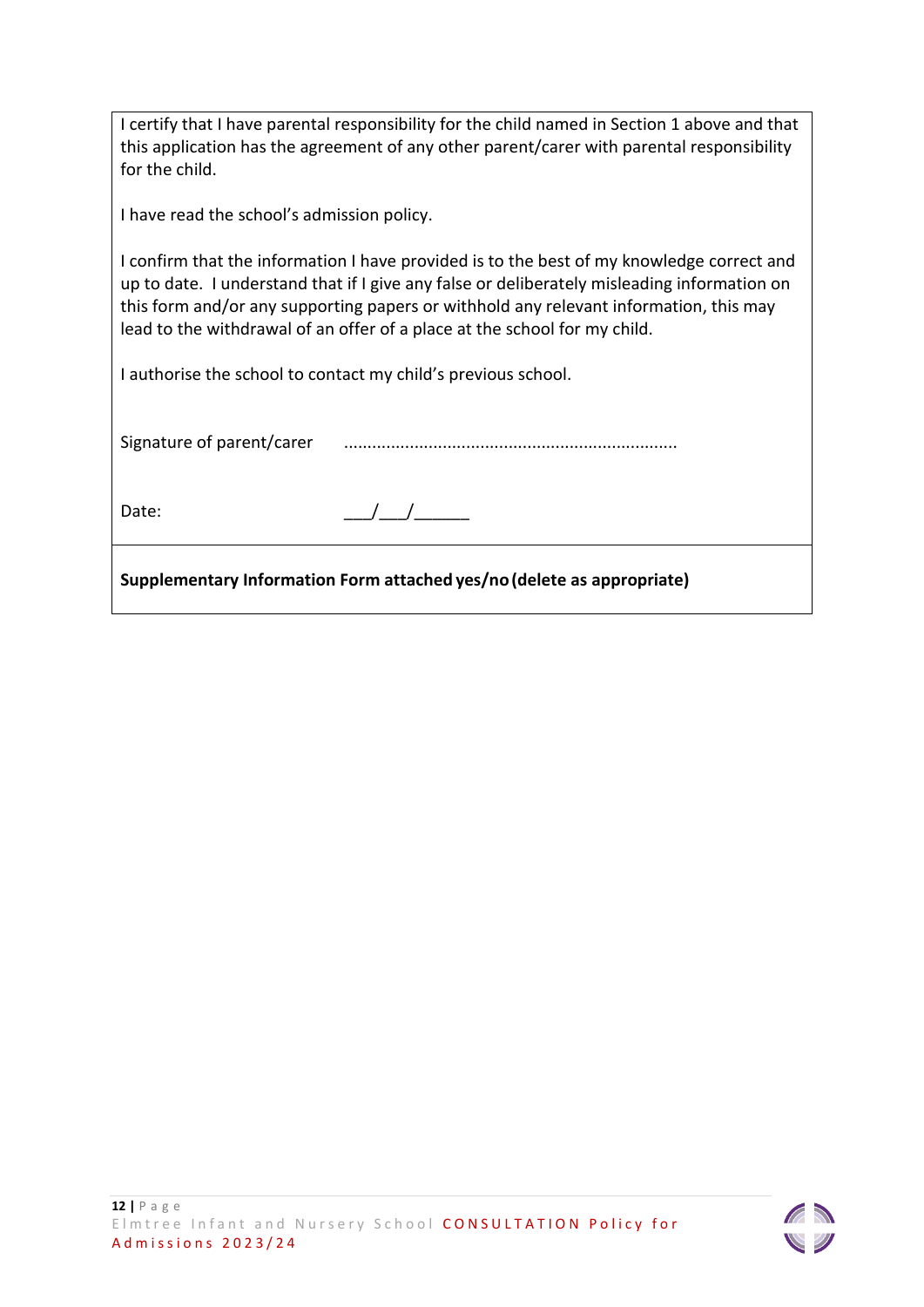I certify that I have parental responsibility for the child named in Section 1 above and that this application has the agreement of any other parent/carer with parental responsibility for the child.

I have read the school's admission policy.

I confirm that the information I have provided is to the best of my knowledge correct and up to date. I understand that if I give any false or deliberately misleading information on this form and/or any supporting papers or withhold any relevant information, this may lead to the withdrawal of an offer of a place at the school for my child.

I authorise the school to contact my child's previous school.

Signature of parent/carer ......................................................................

Date: ___/___/______

**Supplementary Information Form attached yes/no (delete as appropriate)**